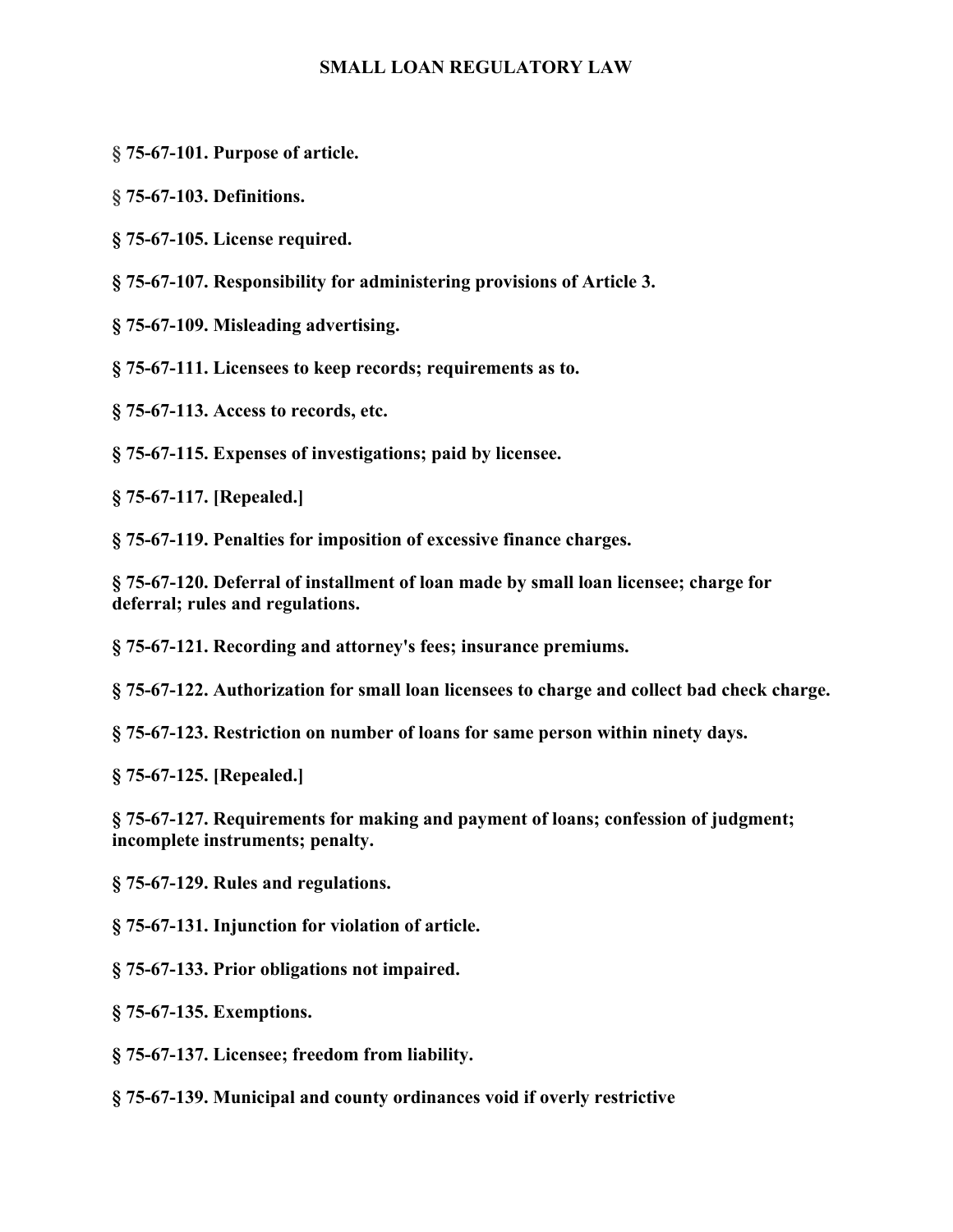# SMALL LOAN REGULATORY LAW

**§ 75-67-101. Purpose of article.**

**§ 75-67-103. Definitions.**

**§ 75-67-105. License required.**

**§ 75-67-107. Responsibility for administering provisions of Article 3.**

**§ 75-67-109. Misleading advertising.**

**§ 75-67-111. Licensees to keep records; requirements as to.**

**§ 75-67-113. Access to records, etc.**

**§ 75-67-115. Expenses of investigations; paid by licensee.**

**§ 75-67-117. [Repealed.]**

**§ 75-67-119. Penalties for imposition of excessive finance charges.**

**§ 75-67-120. Deferral of installment of loan made by small loan licensee; charge for deferral; rules and regulations.**

**§ 75-67-121. Recording and attorney's fees; insurance premiums.**

**§ 75-67-122. Authorization for small loan licensees to charge and collect bad check charge.**

**§ 75-67-123. Restriction on number of loans for same person within ninety days.**

**§ 75-67-125. [Repealed.]**

**§ 75-67-127. Requirements for making and payment of loans; confession of judgment; incomplete instruments; penalty.**

**§ 75-67-129. Rules and regulations.**

**§ 75-67-131. Injunction for violation of article.**

**§ 75-67-133. Prior obligations not impaired.**

**§ 75-67-135. Exemptions.**

**§ 75-67-137. Licensee; freedom from liability.**

**§ 75-67-139. Municipal and county ordinances void if overly restrictive**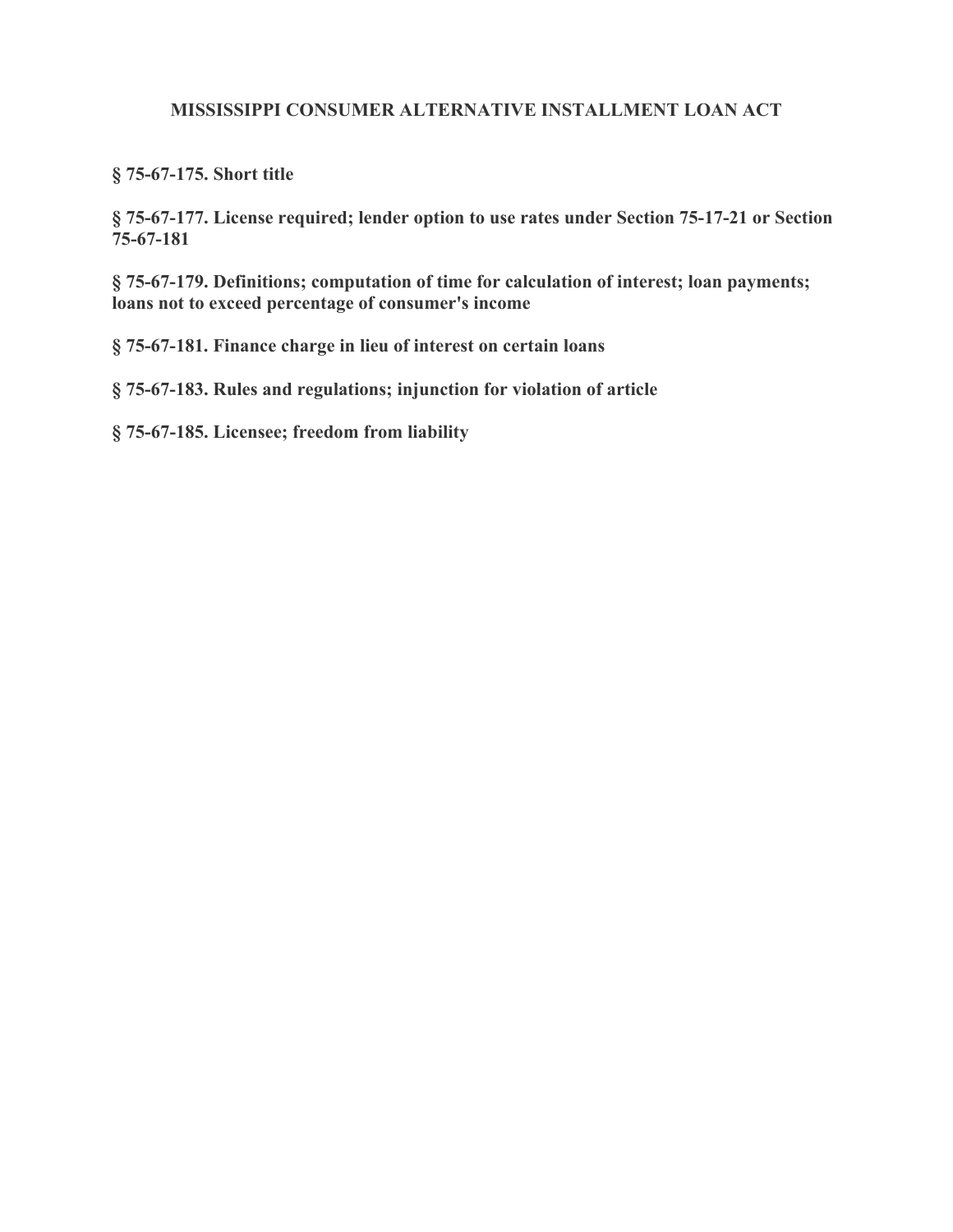# MISSISSIPPI CONSUMER ALTERNATIVE INSTALLMENT LOAN ACT

**§ 75-67-175. Short title**

**§ 75-67-177. License required; lender option to use rates under Section 75-17-21 or Section 75-67-181**

**§ 75-67-179. Definitions; computation of time for calculation of interest; loan payments; loans not to exceed percentage of consumer's income**

**§ 75-67-181. Finance charge in lieu of interest on certain loans**

**§ 75-67-183. Rules and regulations; injunction for violation of article**

**§ 75-67-185. Licensee; freedom from liability**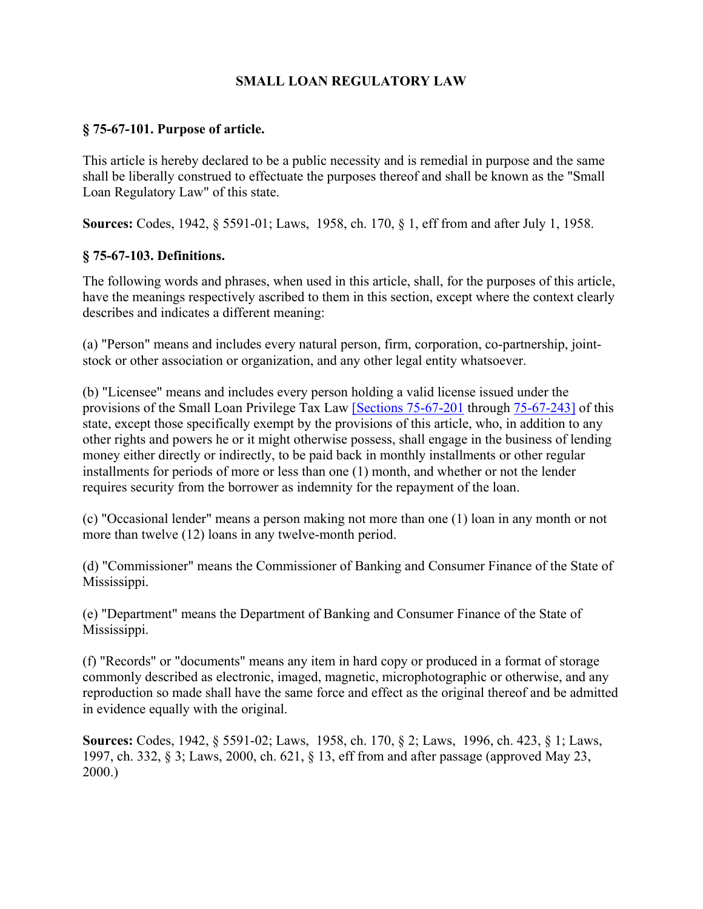# SMALL LOAN REGULATORY LAW

## § 75-67-101. Purpose of article.

This article is hereby declared to be a public necessity and is remedial in purpose and the same shall be liberally construed to effectuate the purposes thereof and shall be known as the "Small Loan Regulatory Law" of this state.

**Sources:** Codes, 1942, § 5591-01; Laws, 1958, ch. 170, § 1, eff from and after July 1, 1958.

## § 75-67-103. Definitions.

The following words and phrases, when used in this article, shall, for the purposes of this article, have the meanings respectively ascribed to them in this section, except where the context clearly describes and indicates a different meaning:

(a) "Person" means and includes every natural person, firm, corporation, co-partnership, joint-stock or other association or organization, and any other legal entity whatsoever.

(b) "Licensee" means and includes every person holding a valid license issued under the provisions of the Small Loan Privilege Tax Law [Sections 75-67-201 through 75-67-243] of this state, except those specifically exempt by the provisions of this article, who, in addition to any other rights and powers he or it might otherwise possess, shall engage in the business of lending money either directly or indirectly, to be paid back in monthly installments or other regular installments for periods of more or less than one (1) month, and whether or not the lender requires security from the borrower as indemnity for the repayment of the loan.

(c) "Occasional lender" means a person making not more than one (1) loan in any month or not more than twelve (12) loans in any twelve-month period.

(d) "Commissioner" means the Commissioner of Banking and Consumer Finance of the State of Mississippi.

(e) "Department" means the Department of Banking and Consumer Finance of the State of Mississippi.

(f) "Records" or "documents" means any item in hard copy or produced in a format of storage commonly described as electronic, imaged, magnetic, microphotographic or otherwise, and any reproduction so made shall have the same force and effect as the original thereof and be admitted in evidence equally with the original.

**Sources:** Codes, 1942, § 5591-02; Laws, 1958, ch. 170, § 2; Laws, 1996, ch. 423, § 1; Laws, 1997, ch. 332, § 3; Laws, 2000, ch. 621, § 13, eff from and after passage (approved May 23, 2000.)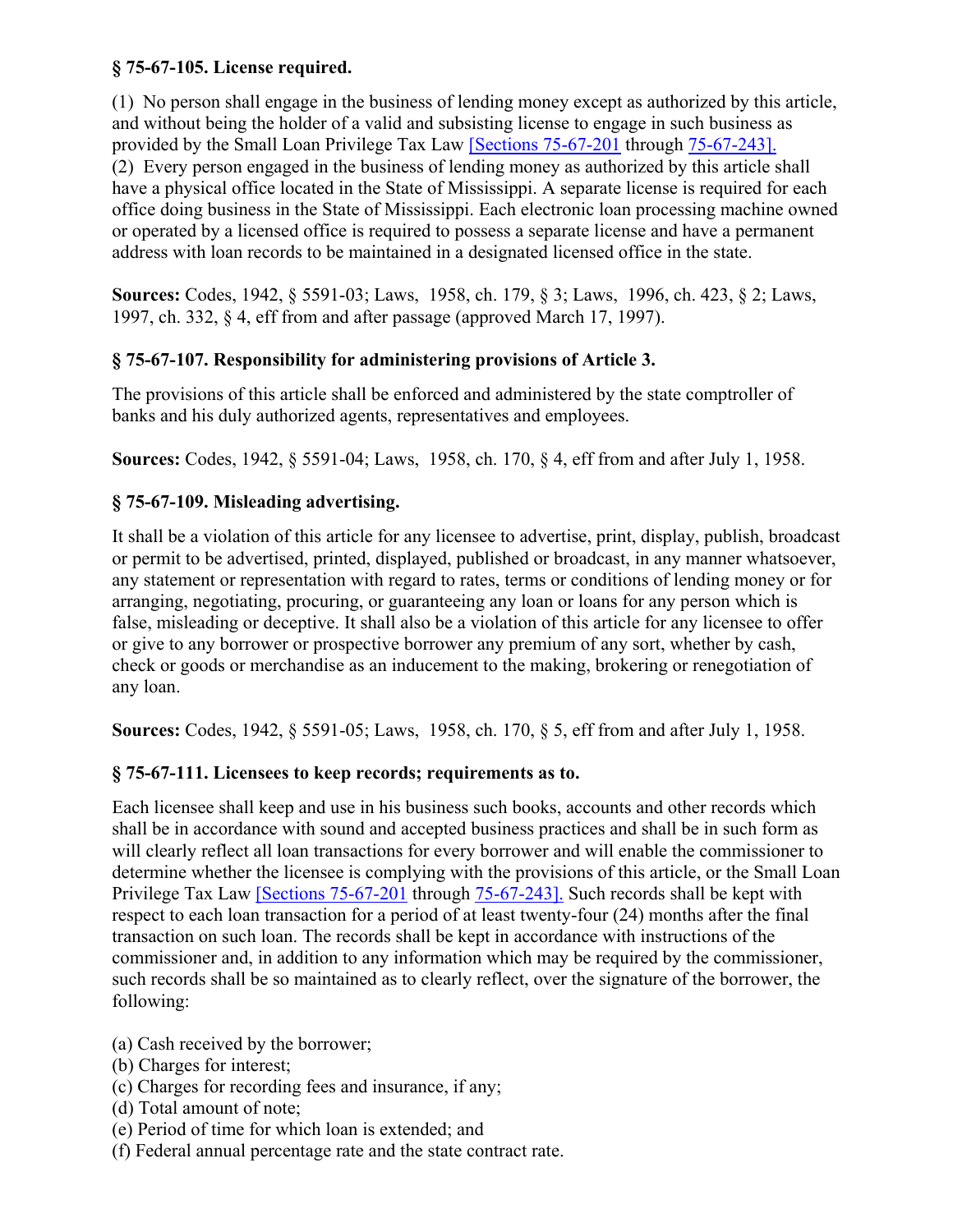### § 75-67-105. License required.

(1) No person shall engage in the business of lending money except as authorized by this article, and without being the holder of a valid and subsisting license to engage in such business as provided by the Small Loan Privilege Tax Law [Sections 75-67-201 through 75-67-243].
(2) Every person engaged in the business of lending money as authorized by this article shall have a physical office located in the State of Mississippi. A separate license is required for each office doing business in the State of Mississippi. Each electronic loan processing machine owned or operated by a licensed office is required to possess a separate license and have a permanent address with loan records to be maintained in a designated licensed office in the state.

**Sources:** Codes, 1942, § 5591-03; Laws, 1958, ch. 179, § 3; Laws, 1996, ch. 423, § 2; Laws, 1997, ch. 332, § 4, eff from and after passage (approved March 17, 1997).

### § 75-67-107. Responsibility for administering provisions of Article 3.

The provisions of this article shall be enforced and administered by the state comptroller of banks and his duly authorized agents, representatives and employees.

**Sources:** Codes, 1942, § 5591-04; Laws, 1958, ch. 170, § 4, eff from and after July 1, 1958.

### § 75-67-109. Misleading advertising.

It shall be a violation of this article for any licensee to advertise, print, display, publish, broadcast or permit to be advertised, printed, displayed, published or broadcast, in any manner whatsoever, any statement or representation with regard to rates, terms or conditions of lending money or for arranging, negotiating, procuring, or guaranteeing any loan or loans for any person which is false, misleading or deceptive. It shall also be a violation of this article for any licensee to offer or give to any borrower or prospective borrower any premium of any sort, whether by cash, check or goods or merchandise as an inducement to the making, brokering or renegotiation of any loan.

**Sources:** Codes, 1942, § 5591-05; Laws, 1958, ch. 170, § 5, eff from and after July 1, 1958.

### § 75-67-111. Licensees to keep records; requirements as to.

Each licensee shall keep and use in his business such books, accounts and other records which shall be in accordance with sound and accepted business practices and shall be in such form as will clearly reflect all loan transactions for every borrower and will enable the commissioner to determine whether the licensee is complying with the provisions of this article, or the Small Loan Privilege Tax Law [Sections 75-67-201 through 75-67-243]. Such records shall be kept with respect to each loan transaction for a period of at least twenty-four (24) months after the final transaction on such loan. The records shall be kept in accordance with instructions of the commissioner and, in addition to any information which may be required by the commissioner, such records shall be so maintained as to clearly reflect, over the signature of the borrower, the following:

(a) Cash received by the borrower;
(b) Charges for interest;
(c) Charges for recording fees and insurance, if any;
(d) Total amount of note;
(e) Period of time for which loan is extended; and
(f) Federal annual percentage rate and the state contract rate.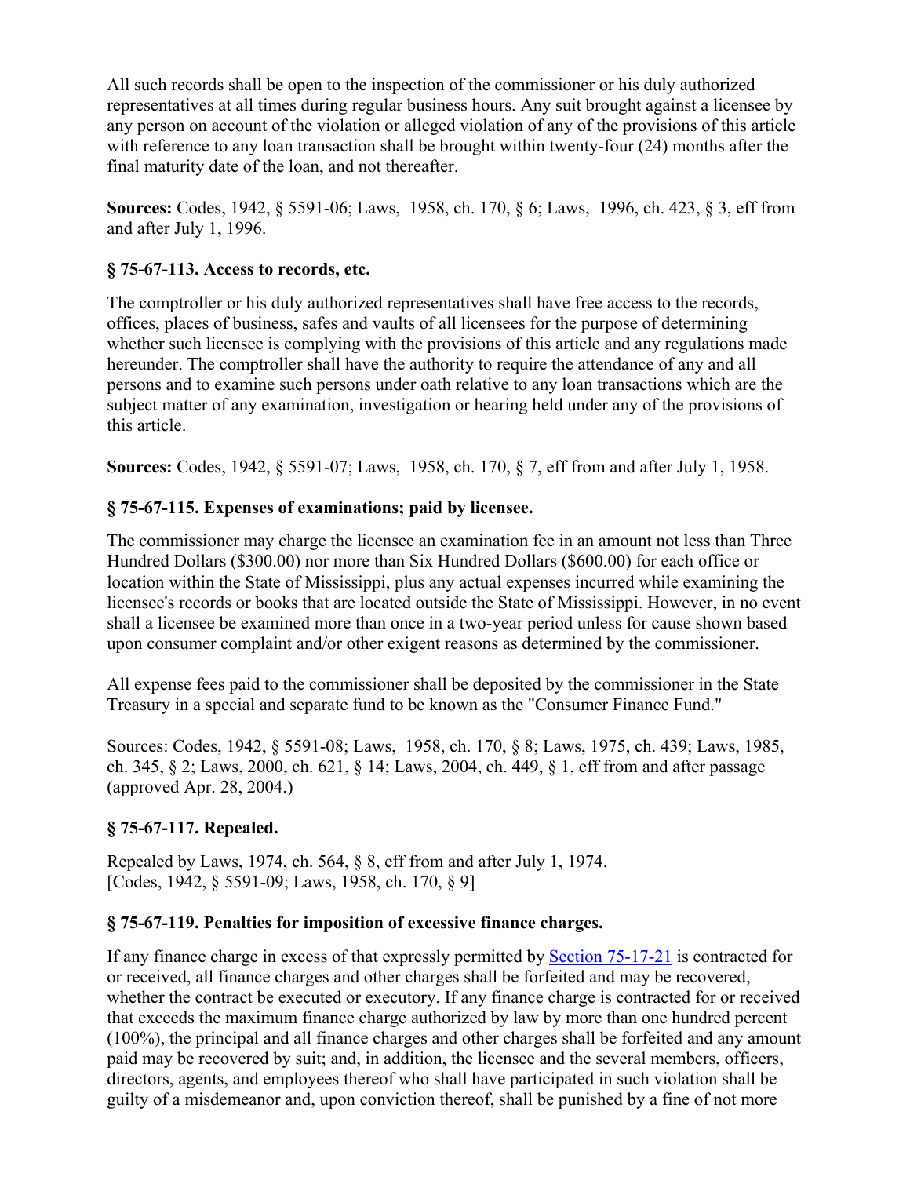All such records shall be open to the inspection of the commissioner or his duly authorized representatives at all times during regular business hours. Any suit brought against a licensee by any person on account of the violation or alleged violation of any of the provisions of this article with reference to any loan transaction shall be brought within twenty-four (24) months after the final maturity date of the loan, and not thereafter.

**Sources:** Codes, 1942, § 5591-06; Laws, 1958, ch. 170, § 6; Laws, 1996, ch. 423, § 3, eff from and after July 1, 1996.

### § 75-67-113. Access to records, etc.

The comptroller or his duly authorized representatives shall have free access to the records, offices, places of business, safes and vaults of all licensees for the purpose of determining whether such licensee is complying with the provisions of this article and any regulations made hereunder. The comptroller shall have the authority to require the attendance of any and all persons and to examine such persons under oath relative to any loan transactions which are the subject matter of any examination, investigation or hearing held under any of the provisions of this article.

**Sources:** Codes, 1942, § 5591-07; Laws, 1958, ch. 170, § 7, eff from and after July 1, 1958.

### § 75-67-115. Expenses of examinations; paid by licensee.

The commissioner may charge the licensee an examination fee in an amount not less than Three Hundred Dollars ($300.00) nor more than Six Hundred Dollars ($600.00) for each office or location within the State of Mississippi, plus any actual expenses incurred while examining the licensee's records or books that are located outside the State of Mississippi. However, in no event shall a licensee be examined more than once in a two-year period unless for cause shown based upon consumer complaint and/or other exigent reasons as determined by the commissioner.

All expense fees paid to the commissioner shall be deposited by the commissioner in the State Treasury in a special and separate fund to be known as the "Consumer Finance Fund."

Sources: Codes, 1942, § 5591-08; Laws, 1958, ch. 170, § 8; Laws, 1975, ch. 439; Laws, 1985, ch. 345, § 2; Laws, 2000, ch. 621, § 14; Laws, 2004, ch. 449, § 1, eff from and after passage (approved Apr. 28, 2004.)

### § 75-67-117. Repealed.

Repealed by Laws, 1974, ch. 564, § 8, eff from and after July 1, 1974.
[Codes, 1942, § 5591-09; Laws, 1958, ch. 170, § 9]

### § 75-67-119. Penalties for imposition of excessive finance charges.

If any finance charge in excess of that expressly permitted by Section 75-17-21 is contracted for or received, all finance charges and other charges shall be forfeited and may be recovered, whether the contract be executed or executory. If any finance charge is contracted for or received that exceeds the maximum finance charge authorized by law by more than one hundred percent (100%), the principal and all finance charges and other charges shall be forfeited and any amount paid may be recovered by suit; and, in addition, the licensee and the several members, officers, directors, agents, and employees thereof who shall have participated in such violation shall be guilty of a misdemeanor and, upon conviction thereof, shall be punished by a fine of not more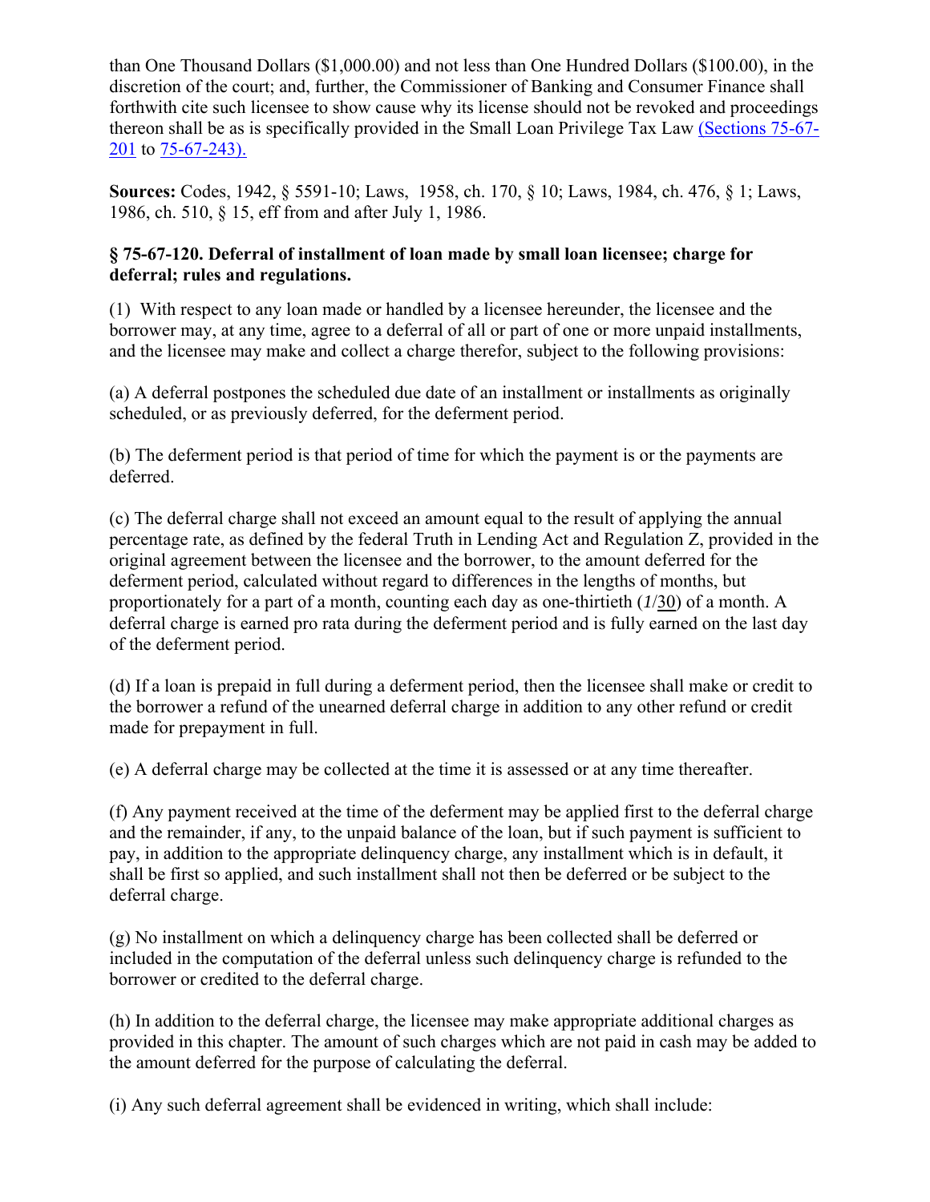than One Thousand Dollars ($1,000.00) and not less than One Hundred Dollars ($100.00), in the discretion of the court; and, further, the Commissioner of Banking and Consumer Finance shall forthwith cite such licensee to show cause why its license should not be revoked and proceedings thereon shall be as is specifically provided in the Small Loan Privilege Tax Law (Sections 75-67-201 to 75-67-243).

**Sources:** Codes, 1942, § 5591-10; Laws, 1958, ch. 170, § 10; Laws, 1984, ch. 476, § 1; Laws, 1986, ch. 510, § 15, eff from and after July 1, 1986.

### § 75-67-120. Deferral of installment of loan made by small loan licensee; charge for deferral; rules and regulations.

(1) With respect to any loan made or handled by a licensee hereunder, the licensee and the borrower may, at any time, agree to a deferral of all or part of one or more unpaid installments, and the licensee may make and collect a charge therefor, subject to the following provisions:

(a) A deferral postpones the scheduled due date of an installment or installments as originally scheduled, or as previously deferred, for the deferment period.

(b) The deferment period is that period of time for which the payment is or the payments are deferred.

(c) The deferral charge shall not exceed an amount equal to the result of applying the annual percentage rate, as defined by the federal Truth in Lending Act and Regulation Z, provided in the original agreement between the licensee and the borrower, to the amount deferred for the deferment period, calculated without regard to differences in the lengths of months, but proportionately for a part of a month, counting each day as one-thirtieth (*1*/30) of a month. A deferral charge is earned pro rata during the deferment period and is fully earned on the last day of the deferment period.

(d) If a loan is prepaid in full during a deferment period, then the licensee shall make or credit to the borrower a refund of the unearned deferral charge in addition to any other refund or credit made for prepayment in full.

(e) A deferral charge may be collected at the time it is assessed or at any time thereafter.

(f) Any payment received at the time of the deferment may be applied first to the deferral charge and the remainder, if any, to the unpaid balance of the loan, but if such payment is sufficient to pay, in addition to the appropriate delinquency charge, any installment which is in default, it shall be first so applied, and such installment shall not then be deferred or be subject to the deferral charge.

(g) No installment on which a delinquency charge has been collected shall be deferred or included in the computation of the deferral unless such delinquency charge is refunded to the borrower or credited to the deferral charge.

(h) In addition to the deferral charge, the licensee may make appropriate additional charges as provided in this chapter. The amount of such charges which are not paid in cash may be added to the amount deferred for the purpose of calculating the deferral.

(i) Any such deferral agreement shall be evidenced in writing, which shall include: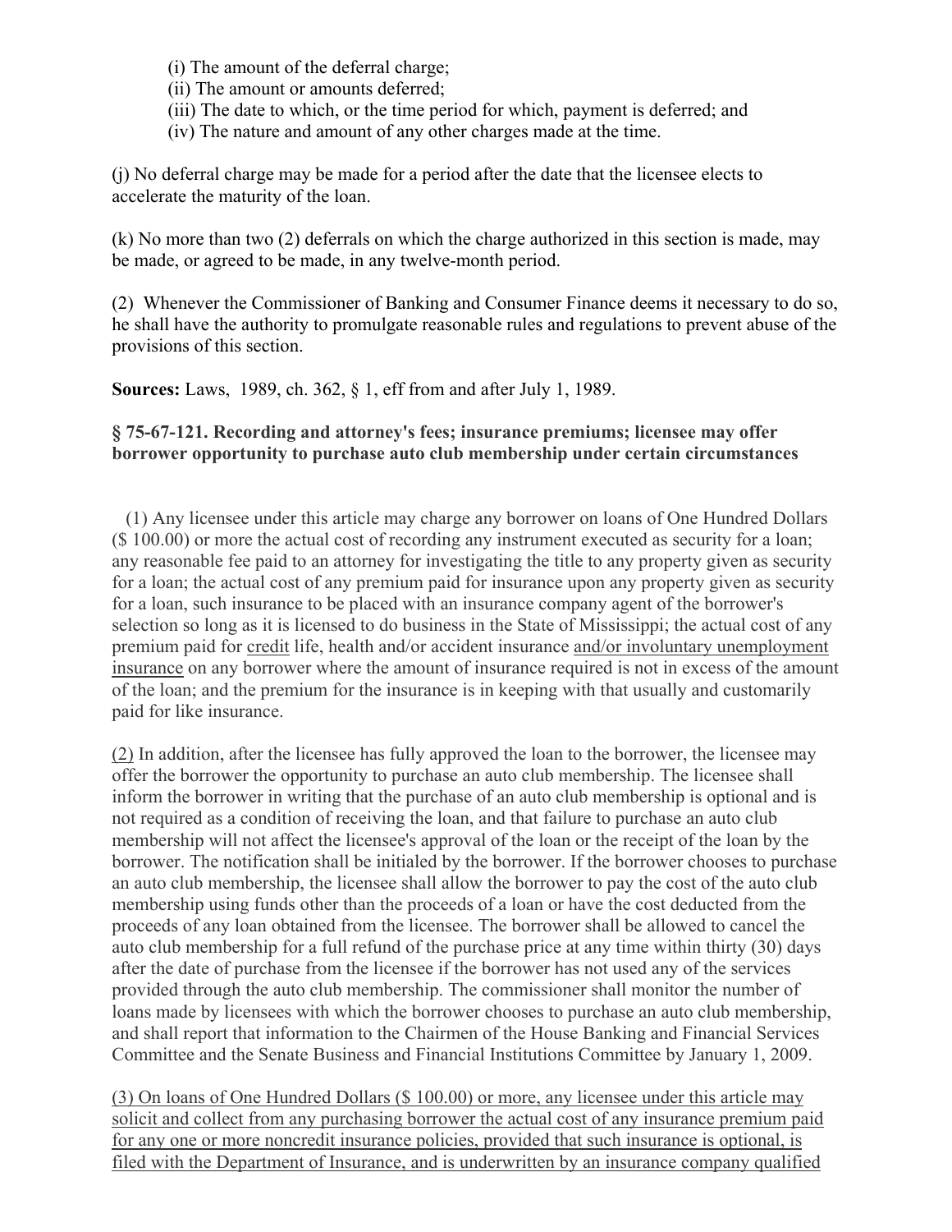(i) The amount of the deferral charge;

(ii) The amount or amounts deferred;

(iii) The date to which, or the time period for which, payment is deferred; and

(iv) The nature and amount of any other charges made at the time.

(j) No deferral charge may be made for a period after the date that the licensee elects to accelerate the maturity of the loan.

(k) No more than two (2) deferrals on which the charge authorized in this section is made, may be made, or agreed to be made, in any twelve-month period.

(2) Whenever the Commissioner of Banking and Consumer Finance deems it necessary to do so, he shall have the authority to promulgate reasonable rules and regulations to prevent abuse of the provisions of this section.

**Sources:** Laws, 1989, ch. 362, § 1, eff from and after July 1, 1989.

**§ 75-67-121. Recording and attorney's fees; insurance premiums; licensee may offer borrower opportunity to purchase auto club membership under certain circumstances**

(1) Any licensee under this article may charge any borrower on loans of One Hundred Dollars ($ 100.00) or more the actual cost of recording any instrument executed as security for a loan; any reasonable fee paid to an attorney for investigating the title to any property given as security for a loan; the actual cost of any premium paid for insurance upon any property given as security for a loan, such insurance to be placed with an insurance company agent of the borrower's selection so long as it is licensed to do business in the State of Mississippi; the actual cost of any premium paid for credit life, health and/or accident insurance and/or involuntary unemployment insurance on any borrower where the amount of insurance required is not in excess of the amount of the loan; and the premium for the insurance is in keeping with that usually and customarily paid for like insurance.

(2) In addition, after the licensee has fully approved the loan to the borrower, the licensee may offer the borrower the opportunity to purchase an auto club membership. The licensee shall inform the borrower in writing that the purchase of an auto club membership is optional and is not required as a condition of receiving the loan, and that failure to purchase an auto club membership will not affect the licensee's approval of the loan or the receipt of the loan by the borrower. The notification shall be initialed by the borrower. If the borrower chooses to purchase an auto club membership, the licensee shall allow the borrower to pay the cost of the auto club membership using funds other than the proceeds of a loan or have the cost deducted from the proceeds of any loan obtained from the licensee. The borrower shall be allowed to cancel the auto club membership for a full refund of the purchase price at any time within thirty (30) days after the date of purchase from the licensee if the borrower has not used any of the services provided through the auto club membership. The commissioner shall monitor the number of loans made by licensees with which the borrower chooses to purchase an auto club membership, and shall report that information to the Chairmen of the House Banking and Financial Services Committee and the Senate Business and Financial Institutions Committee by January 1, 2009.

(3) On loans of One Hundred Dollars ($ 100.00) or more, any licensee under this article may solicit and collect from any purchasing borrower the actual cost of any insurance premium paid for any one or more noncredit insurance policies, provided that such insurance is optional, is filed with the Department of Insurance, and is underwritten by an insurance company qualified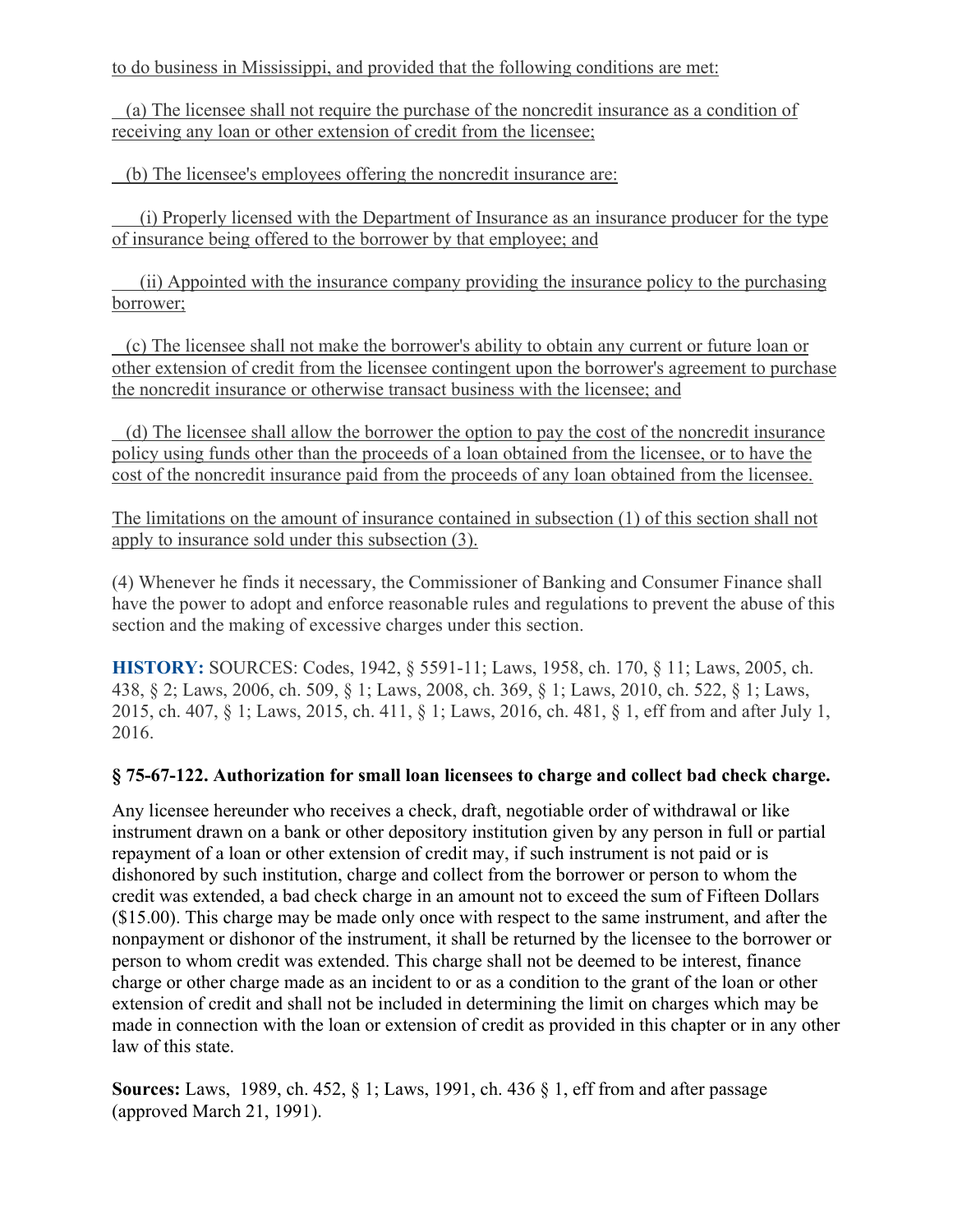to do business in Mississippi, and provided that the following conditions are met:

(a) The licensee shall not require the purchase of the noncredit insurance as a condition of receiving any loan or other extension of credit from the licensee;

(b) The licensee's employees offering the noncredit insurance are:

(i) Properly licensed with the Department of Insurance as an insurance producer for the type of insurance being offered to the borrower by that employee; and

(ii) Appointed with the insurance company providing the insurance policy to the purchasing borrower;

(c) The licensee shall not make the borrower's ability to obtain any current or future loan or other extension of credit from the licensee contingent upon the borrower's agreement to purchase the noncredit insurance or otherwise transact business with the licensee; and

(d) The licensee shall allow the borrower the option to pay the cost of the noncredit insurance policy using funds other than the proceeds of a loan obtained from the licensee, or to have the cost of the noncredit insurance paid from the proceeds of any loan obtained from the licensee.

The limitations on the amount of insurance contained in subsection (1) of this section shall not apply to insurance sold under this subsection (3).

(4) Whenever he finds it necessary, the Commissioner of Banking and Consumer Finance shall have the power to adopt and enforce reasonable rules and regulations to prevent the abuse of this section and the making of excessive charges under this section.

**HISTORY:** SOURCES: Codes, 1942, § 5591-11; Laws, 1958, ch. 170, § 11; Laws, 2005, ch. 438, § 2; Laws, 2006, ch. 509, § 1; Laws, 2008, ch. 369, § 1; Laws, 2010, ch. 522, § 1; Laws, 2015, ch. 407, § 1; Laws, 2015, ch. 411, § 1; Laws, 2016, ch. 481, § 1, eff from and after July 1, 2016.

### § 75-67-122. Authorization for small loan licensees to charge and collect bad check charge.

Any licensee hereunder who receives a check, draft, negotiable order of withdrawal or like instrument drawn on a bank or other depository institution given by any person in full or partial repayment of a loan or other extension of credit may, if such instrument is not paid or is dishonored by such institution, charge and collect from the borrower or person to whom the credit was extended, a bad check charge in an amount not to exceed the sum of Fifteen Dollars ($15.00). This charge may be made only once with respect to the same instrument, and after the nonpayment or dishonor of the instrument, it shall be returned by the licensee to the borrower or person to whom credit was extended. This charge shall not be deemed to be interest, finance charge or other charge made as an incident to or as a condition to the grant of the loan or other extension of credit and shall not be included in determining the limit on charges which may be made in connection with the loan or extension of credit as provided in this chapter or in any other law of this state.

**Sources:** Laws, 1989, ch. 452, § 1; Laws, 1991, ch. 436 § 1, eff from and after passage (approved March 21, 1991).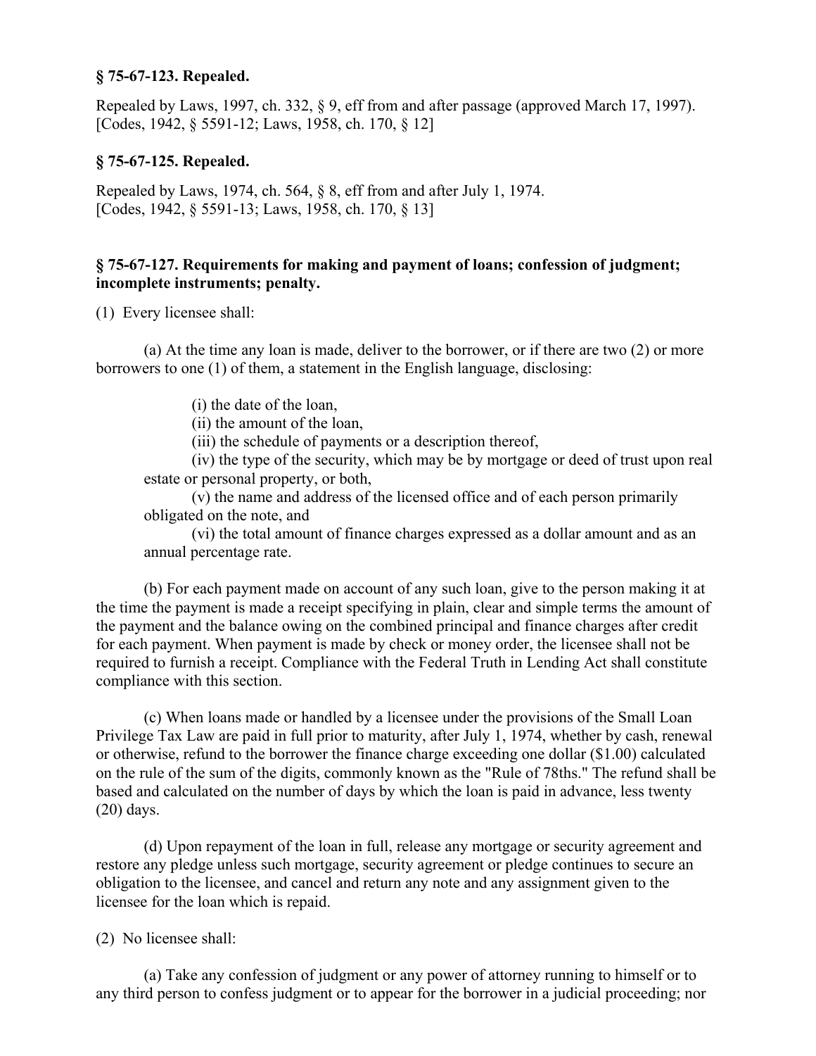**§ 75-67-123. Repealed.**

Repealed by Laws, 1997, ch. 332, § 9, eff from and after passage (approved March 17, 1997).
[Codes, 1942, § 5591-12; Laws, 1958, ch. 170, § 12]

**§ 75-67-125. Repealed.**

Repealed by Laws, 1974, ch. 564, § 8, eff from and after July 1, 1974.
[Codes, 1942, § 5591-13; Laws, 1958, ch. 170, § 13]

**§ 75-67-127. Requirements for making and payment of loans; confession of judgment; incomplete instruments; penalty.**

(1) Every licensee shall:

(a) At the time any loan is made, deliver to the borrower, or if there are two (2) or more borrowers to one (1) of them, a statement in the English language, disclosing:

(i) the date of the loan,
(ii) the amount of the loan,
(iii) the schedule of payments or a description thereof,
(iv) the type of the security, which may be by mortgage or deed of trust upon real estate or personal property, or both,
(v) the name and address of the licensed office and of each person primarily obligated on the note, and
(vi) the total amount of finance charges expressed as a dollar amount and as an annual percentage rate.

(b) For each payment made on account of any such loan, give to the person making it at the time the payment is made a receipt specifying in plain, clear and simple terms the amount of the payment and the balance owing on the combined principal and finance charges after credit for each payment. When payment is made by check or money order, the licensee shall not be required to furnish a receipt. Compliance with the Federal Truth in Lending Act shall constitute compliance with this section.

(c) When loans made or handled by a licensee under the provisions of the Small Loan Privilege Tax Law are paid in full prior to maturity, after July 1, 1974, whether by cash, renewal or otherwise, refund to the borrower the finance charge exceeding one dollar ($1.00) calculated on the rule of the sum of the digits, commonly known as the "Rule of 78ths." The refund shall be based and calculated on the number of days by which the loan is paid in advance, less twenty (20) days.

(d) Upon repayment of the loan in full, release any mortgage or security agreement and restore any pledge unless such mortgage, security agreement or pledge continues to secure an obligation to the licensee, and cancel and return any note and any assignment given to the licensee for the loan which is repaid.

(2) No licensee shall:

(a) Take any confession of judgment or any power of attorney running to himself or to any third person to confess judgment or to appear for the borrower in a judicial proceeding; nor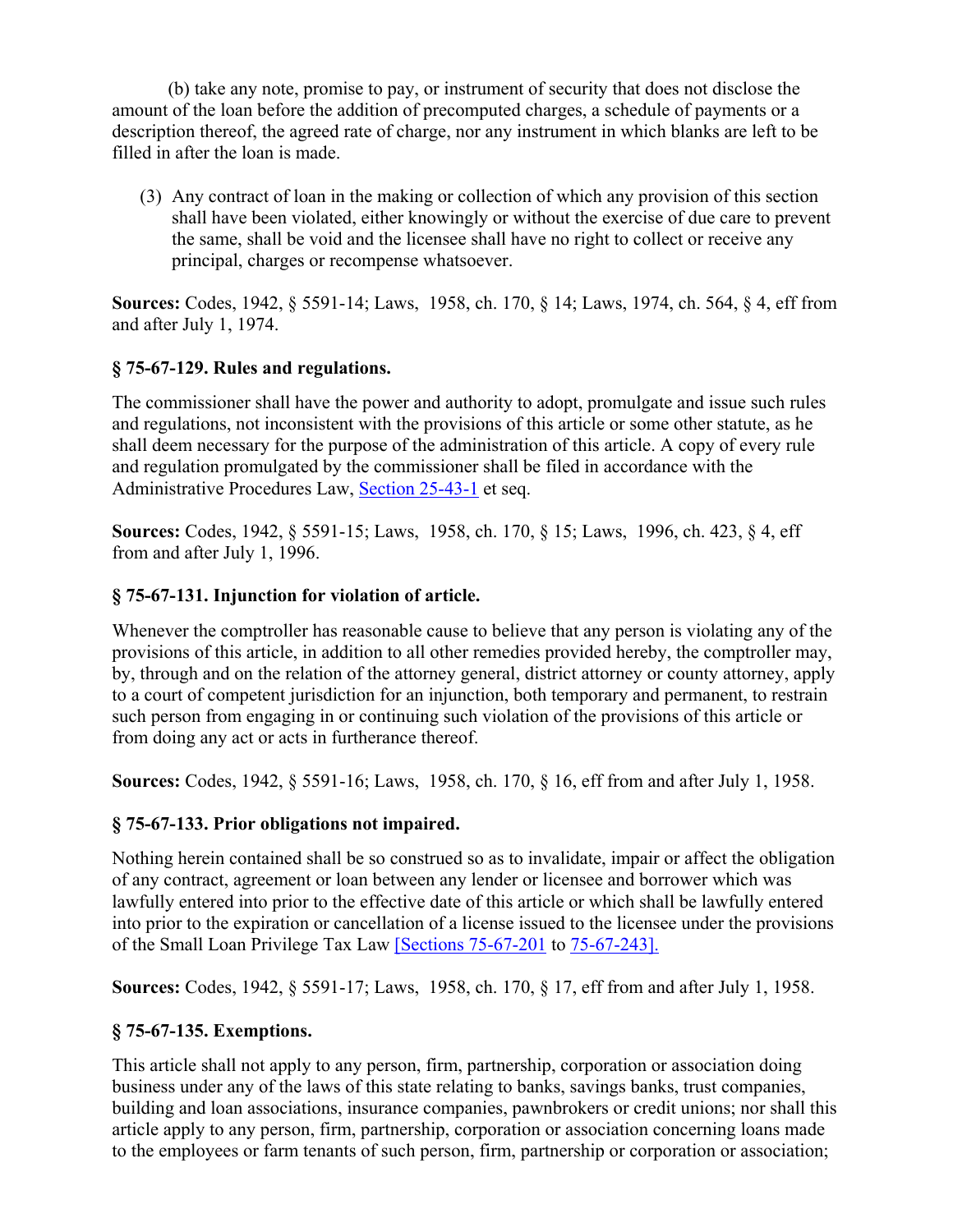(b) take any note, promise to pay, or instrument of security that does not disclose the amount of the loan before the addition of precomputed charges, a schedule of payments or a description thereof, the agreed rate of charge, nor any instrument in which blanks are left to be filled in after the loan is made.

(3) Any contract of loan in the making or collection of which any provision of this section shall have been violated, either knowingly or without the exercise of due care to prevent the same, shall be void and the licensee shall have no right to collect or receive any principal, charges or recompense whatsoever.

**Sources:** Codes, 1942, § 5591-14; Laws, 1958, ch. 170, § 14; Laws, 1974, ch. 564, § 4, eff from and after July 1, 1974.

### § 75-67-129. Rules and regulations.

The commissioner shall have the power and authority to adopt, promulgate and issue such rules and regulations, not inconsistent with the provisions of this article or some other statute, as he shall deem necessary for the purpose of the administration of this article. A copy of every rule and regulation promulgated by the commissioner shall be filed in accordance with the Administrative Procedures Law, Section 25-43-1 et seq.

**Sources:** Codes, 1942, § 5591-15; Laws, 1958, ch. 170, § 15; Laws, 1996, ch. 423, § 4, eff from and after July 1, 1996.

### § 75-67-131. Injunction for violation of article.

Whenever the comptroller has reasonable cause to believe that any person is violating any of the provisions of this article, in addition to all other remedies provided hereby, the comptroller may, by, through and on the relation of the attorney general, district attorney or county attorney, apply to a court of competent jurisdiction for an injunction, both temporary and permanent, to restrain such person from engaging in or continuing such violation of the provisions of this article or from doing any act or acts in furtherance thereof.

**Sources:** Codes, 1942, § 5591-16; Laws, 1958, ch. 170, § 16, eff from and after July 1, 1958.

### § 75-67-133. Prior obligations not impaired.

Nothing herein contained shall be so construed as to invalidate, impair or affect the obligation of any contract, agreement or loan between any lender or licensee and borrower which was lawfully entered into prior to the effective date of this article or which shall be lawfully entered into prior to the expiration or cancellation of a license issued to the licensee under the provisions of the Small Loan Privilege Tax Law [Sections 75-67-201 to 75-67-243].

**Sources:** Codes, 1942, § 5591-17; Laws, 1958, ch. 170, § 17, eff from and after July 1, 1958.

### § 75-67-135. Exemptions.

This article shall not apply to any person, firm, partnership, corporation or association doing business under any of the laws of this state relating to banks, savings banks, trust companies, building and loan associations, insurance companies, pawnbrokers or credit unions; nor shall this article apply to any person, firm, partnership, corporation or association concerning loans made to the employees or farm tenants of such person, firm, partnership or corporation or association;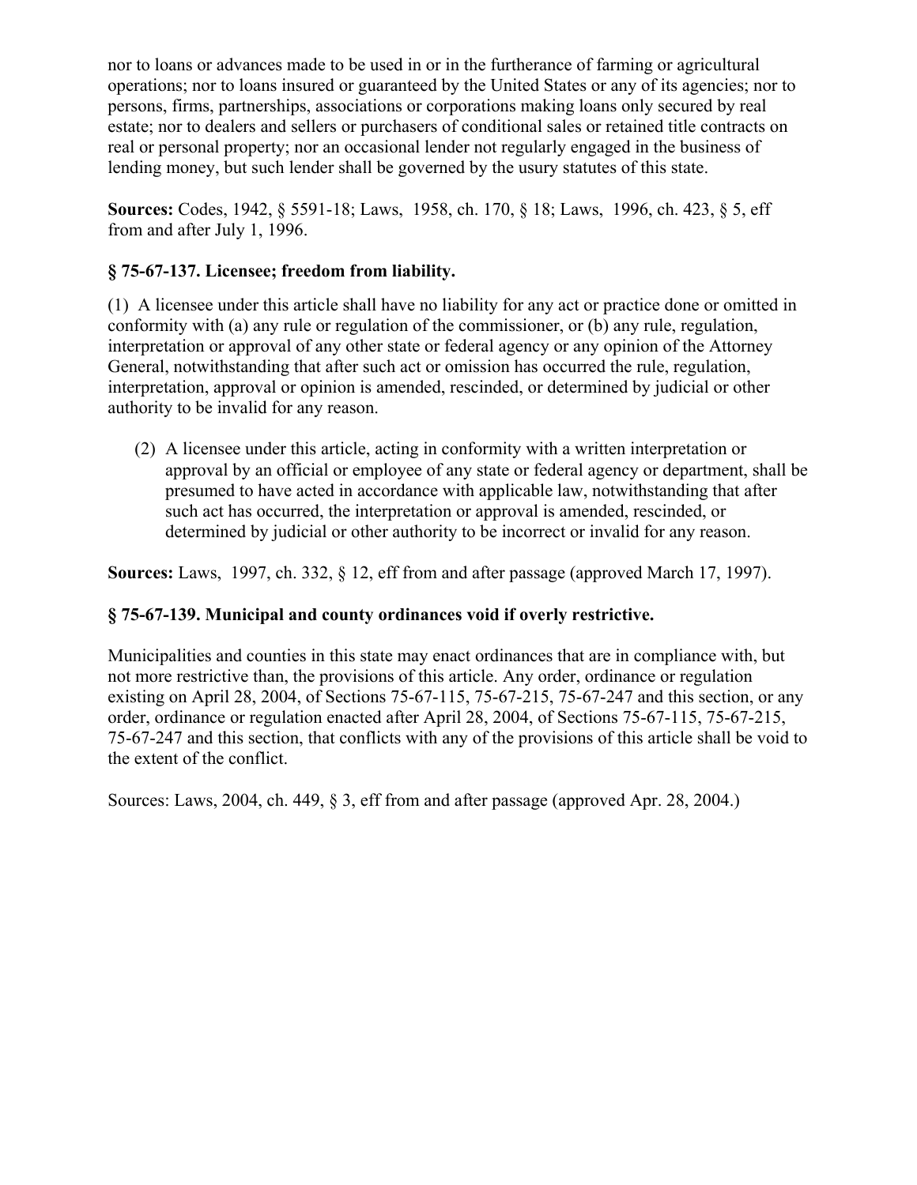nor to loans or advances made to be used in or in the furtherance of farming or agricultural operations; nor to loans insured or guaranteed by the United States or any of its agencies; nor to persons, firms, partnerships, associations or corporations making loans only secured by real estate; nor to dealers and sellers or purchasers of conditional sales or retained title contracts on real or personal property; nor an occasional lender not regularly engaged in the business of lending money, but such lender shall be governed by the usury statutes of this state.

**Sources:** Codes, 1942, § 5591-18; Laws, 1958, ch. 170, § 18; Laws, 1996, ch. 423, § 5, eff from and after July 1, 1996.

### § 75-67-137. Licensee; freedom from liability.

(1) A licensee under this article shall have no liability for any act or practice done or omitted in conformity with (a) any rule or regulation of the commissioner, or (b) any rule, regulation, interpretation or approval of any other state or federal agency or any opinion of the Attorney General, notwithstanding that after such act or omission has occurred the rule, regulation, interpretation, approval or opinion is amended, rescinded, or determined by judicial or other authority to be invalid for any reason.

(2) A licensee under this article, acting in conformity with a written interpretation or approval by an official or employee of any state or federal agency or department, shall be presumed to have acted in accordance with applicable law, notwithstanding that after such act has occurred, the interpretation or approval is amended, rescinded, or determined by judicial or other authority to be incorrect or invalid for any reason.

**Sources:** Laws, 1997, ch. 332, § 12, eff from and after passage (approved March 17, 1997).

### § 75-67-139. Municipal and county ordinances void if overly restrictive.

Municipalities and counties in this state may enact ordinances that are in compliance with, but not more restrictive than, the provisions of this article. Any order, ordinance or regulation existing on April 28, 2004, of Sections 75-67-115, 75-67-215, 75-67-247 and this section, or any order, ordinance or regulation enacted after April 28, 2004, of Sections 75-67-115, 75-67-215, 75-67-247 and this section, that conflicts with any of the provisions of this article shall be void to the extent of the conflict.

Sources: Laws, 2004, ch. 449, § 3, eff from and after passage (approved Apr. 28, 2004.)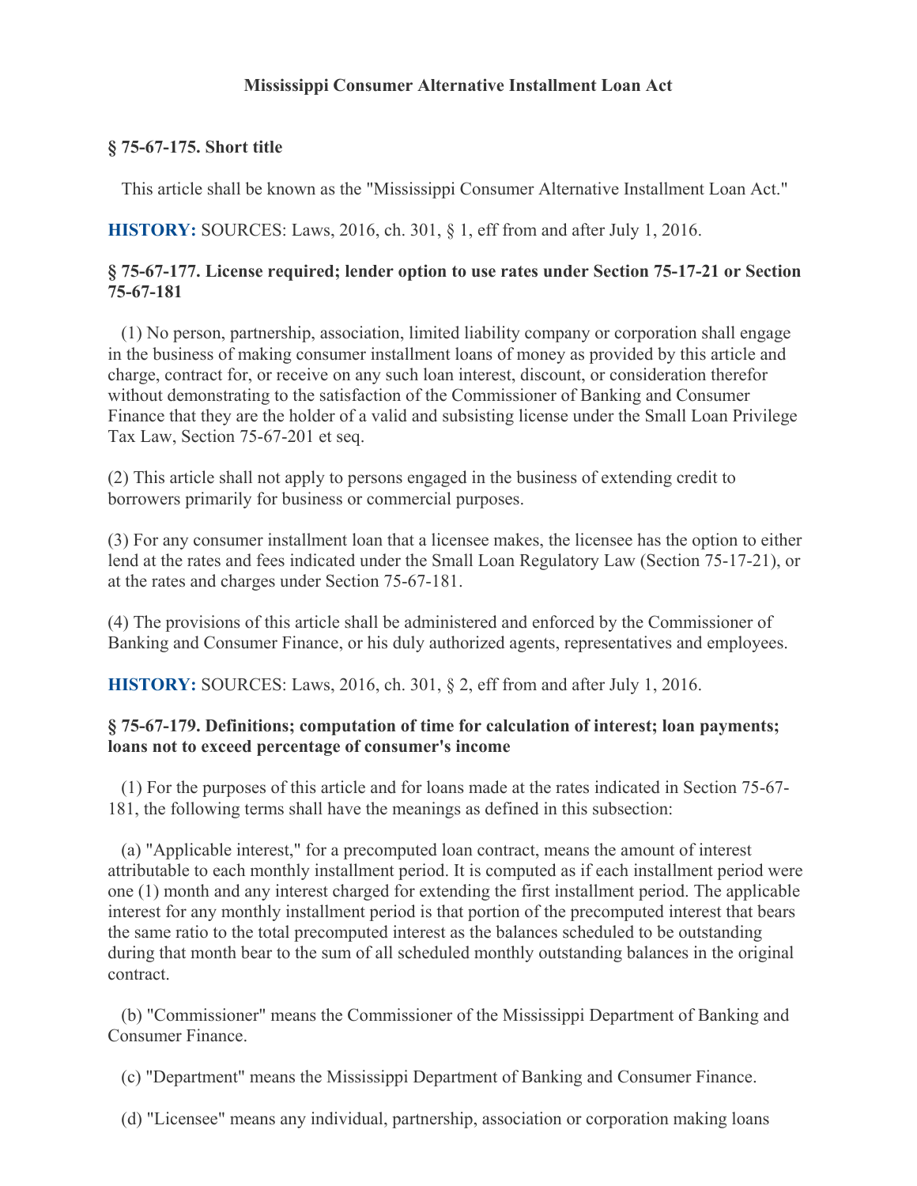**Mississippi Consumer Alternative Installment Loan Act**

### § 75-67-175. Short title

This article shall be known as the "Mississippi Consumer Alternative Installment Loan Act."

**HISTORY:** SOURCES: Laws, 2016, ch. 301, § 1, eff from and after July 1, 2016.

### § 75-67-177. License required; lender option to use rates under Section 75-17-21 or Section 75-67-181

(1) No person, partnership, association, limited liability company or corporation shall engage in the business of making consumer installment loans of money as provided by this article and charge, contract for, or receive on any such loan interest, discount, or consideration therefor without demonstrating to the satisfaction of the Commissioner of Banking and Consumer Finance that they are the holder of a valid and subsisting license under the Small Loan Privilege Tax Law, Section 75-67-201 et seq.

(2) This article shall not apply to persons engaged in the business of extending credit to borrowers primarily for business or commercial purposes.

(3) For any consumer installment loan that a licensee makes, the licensee has the option to either lend at the rates and fees indicated under the Small Loan Regulatory Law (Section 75-17-21), or at the rates and charges under Section 75-67-181.

(4) The provisions of this article shall be administered and enforced by the Commissioner of Banking and Consumer Finance, or his duly authorized agents, representatives and employees.

**HISTORY:** SOURCES: Laws, 2016, ch. 301, § 2, eff from and after July 1, 2016.

### § 75-67-179. Definitions; computation of time for calculation of interest; loan payments; loans not to exceed percentage of consumer's income

(1) For the purposes of this article and for loans made at the rates indicated in Section 75-67-181, the following terms shall have the meanings as defined in this subsection:

(a) "Applicable interest," for a precomputed loan contract, means the amount of interest attributable to each monthly installment period. It is computed as if each installment period were one (1) month and any interest charged for extending the first installment period. The applicable interest for any monthly installment period is that portion of the precomputed interest that bears the same ratio to the total precomputed interest as the balances scheduled to be outstanding during that month bear to the sum of all scheduled monthly outstanding balances in the original contract.

(b) "Commissioner" means the Commissioner of the Mississippi Department of Banking and Consumer Finance.

(c) "Department" means the Mississippi Department of Banking and Consumer Finance.

(d) "Licensee" means any individual, partnership, association or corporation making loans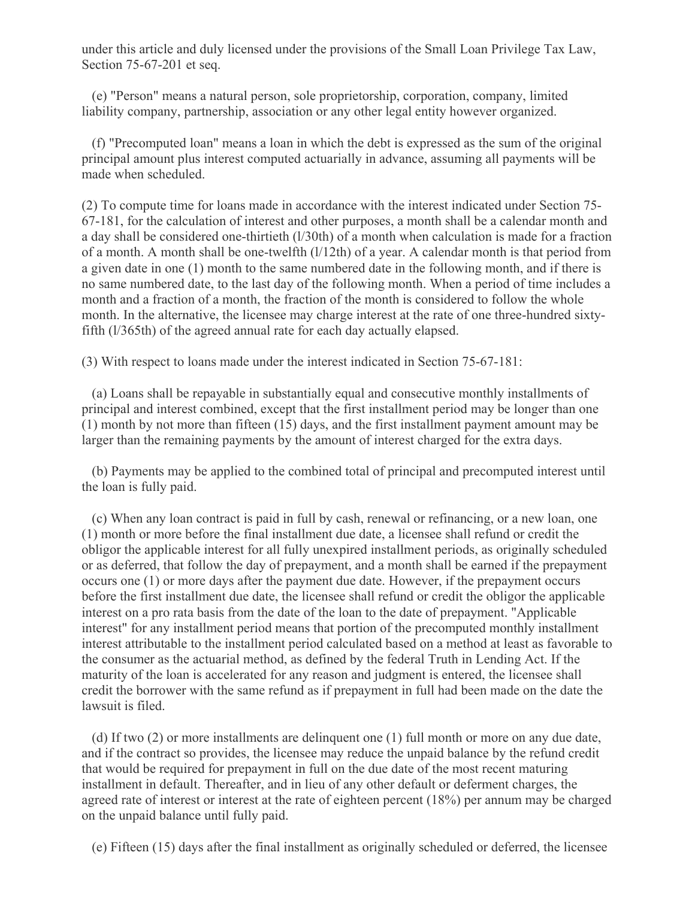under this article and duly licensed under the provisions of the Small Loan Privilege Tax Law, Section 75-67-201 et seq.

(e) "Person" means a natural person, sole proprietorship, corporation, company, limited liability company, partnership, association or any other legal entity however organized.

(f) "Precomputed loan" means a loan in which the debt is expressed as the sum of the original principal amount plus interest computed actuarially in advance, assuming all payments will be made when scheduled.

(2) To compute time for loans made in accordance with the interest indicated under Section 75-67-181, for the calculation of interest and other purposes, a month shall be a calendar month and a day shall be considered one-thirtieth (l/30th) of a month when calculation is made for a fraction of a month. A month shall be one-twelfth (l/12th) of a year. A calendar month is that period from a given date in one (1) month to the same numbered date in the following month, and if there is no same numbered date, to the last day of the following month. When a period of time includes a month and a fraction of a month, the fraction of the month is considered to follow the whole month. In the alternative, the licensee may charge interest at the rate of one three-hundred sixty-fifth (l/365th) of the agreed annual rate for each day actually elapsed.

(3) With respect to loans made under the interest indicated in Section 75-67-181:

(a) Loans shall be repayable in substantially equal and consecutive monthly installments of principal and interest combined, except that the first installment period may be longer than one (1) month by not more than fifteen (15) days, and the first installment payment amount may be larger than the remaining payments by the amount of interest charged for the extra days.

(b) Payments may be applied to the combined total of principal and precomputed interest until the loan is fully paid.

(c) When any loan contract is paid in full by cash, renewal or refinancing, or a new loan, one (1) month or more before the final installment due date, a licensee shall refund or credit the obligor the applicable interest for all fully unexpired installment periods, as originally scheduled or as deferred, that follow the day of prepayment, and a month shall be earned if the prepayment occurs one (1) or more days after the payment due date. However, if the prepayment occurs before the first installment due date, the licensee shall refund or credit the obligor the applicable interest on a pro rata basis from the date of the loan to the date of prepayment. "Applicable interest" for any installment period means that portion of the precomputed monthly installment interest attributable to the installment period calculated based on a method at least as favorable to the consumer as the actuarial method, as defined by the federal Truth in Lending Act. If the maturity of the loan is accelerated for any reason and judgment is entered, the licensee shall credit the borrower with the same refund as if prepayment in full had been made on the date the lawsuit is filed.

(d) If two (2) or more installments are delinquent one (1) full month or more on any due date, and if the contract so provides, the licensee may reduce the unpaid balance by the refund credit that would be required for prepayment in full on the due date of the most recent maturing installment in default. Thereafter, and in lieu of any other default or deferment charges, the agreed rate of interest or interest at the rate of eighteen percent (18%) per annum may be charged on the unpaid balance until fully paid.

(e) Fifteen (15) days after the final installment as originally scheduled or deferred, the licensee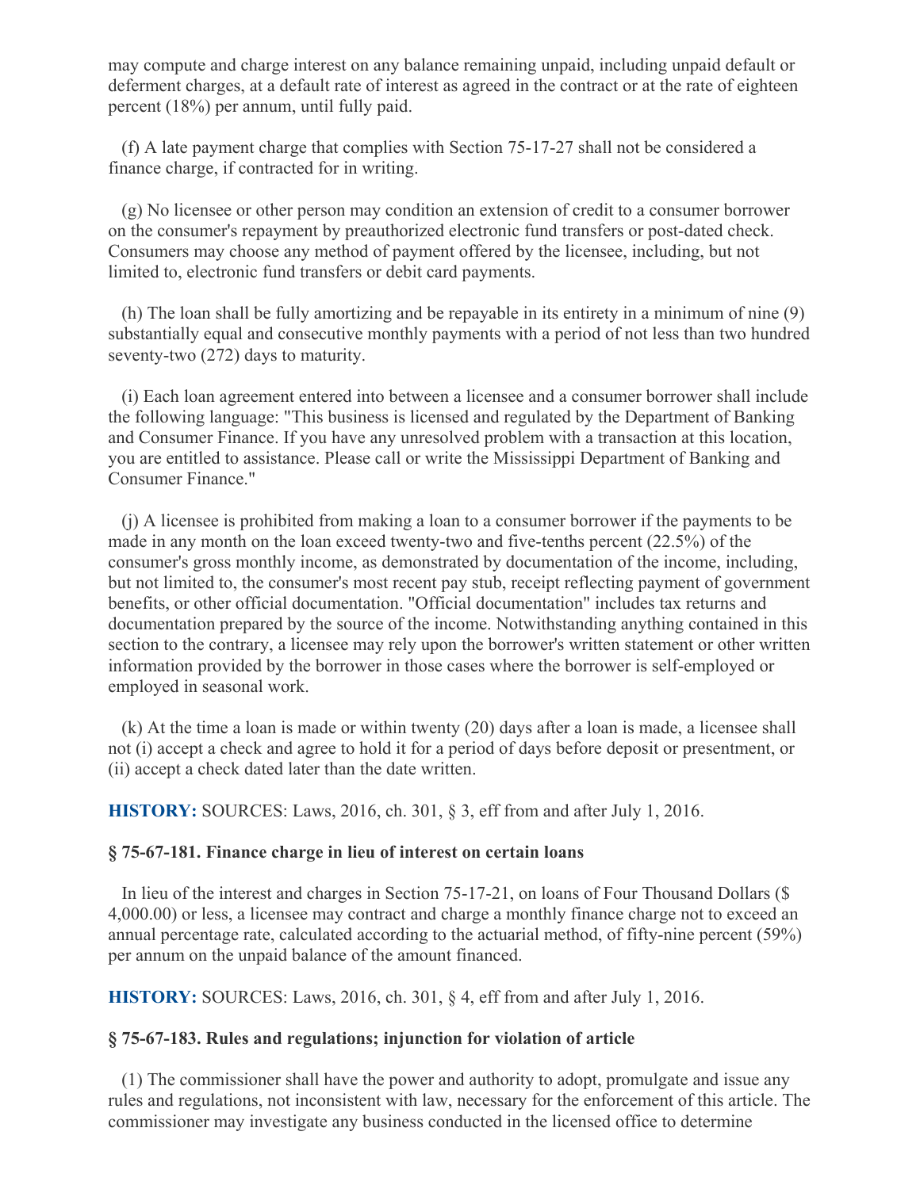may compute and charge interest on any balance remaining unpaid, including unpaid default or deferment charges, at a default rate of interest as agreed in the contract or at the rate of eighteen percent (18%) per annum, until fully paid.

(f) A late payment charge that complies with Section 75-17-27 shall not be considered a finance charge, if contracted for in writing.

(g) No licensee or other person may condition an extension of credit to a consumer borrower on the consumer's repayment by preauthorized electronic fund transfers or post-dated check. Consumers may choose any method of payment offered by the licensee, including, but not limited to, electronic fund transfers or debit card payments.

(h) The loan shall be fully amortizing and be repayable in its entirety in a minimum of nine (9) substantially equal and consecutive monthly payments with a period of not less than two hundred seventy-two (272) days to maturity.

(i) Each loan agreement entered into between a licensee and a consumer borrower shall include the following language: "This business is licensed and regulated by the Department of Banking and Consumer Finance. If you have any unresolved problem with a transaction at this location, you are entitled to assistance. Please call or write the Mississippi Department of Banking and Consumer Finance."

(j) A licensee is prohibited from making a loan to a consumer borrower if the payments to be made in any month on the loan exceed twenty-two and five-tenths percent (22.5%) of the consumer's gross monthly income, as demonstrated by documentation of the income, including, but not limited to, the consumer's most recent pay stub, receipt reflecting payment of government benefits, or other official documentation. "Official documentation" includes tax returns and documentation prepared by the source of the income. Notwithstanding anything contained in this section to the contrary, a licensee may rely upon the borrower's written statement or other written information provided by the borrower in those cases where the borrower is self-employed or employed in seasonal work.

(k) At the time a loan is made or within twenty (20) days after a loan is made, a licensee shall not (i) accept a check and agree to hold it for a period of days before deposit or presentment, or (ii) accept a check dated later than the date written.

**HISTORY:** SOURCES: Laws, 2016, ch. 301, § 3, eff from and after July 1, 2016.

### § 75-67-181. Finance charge in lieu of interest on certain loans

In lieu of the interest and charges in Section 75-17-21, on loans of Four Thousand Dollars ($ 4,000.00) or less, a licensee may contract and charge a monthly finance charge not to exceed an annual percentage rate, calculated according to the actuarial method, of fifty-nine percent (59%) per annum on the unpaid balance of the amount financed.

**HISTORY:** SOURCES: Laws, 2016, ch. 301, § 4, eff from and after July 1, 2016.

### § 75-67-183. Rules and regulations; injunction for violation of article

(1) The commissioner shall have the power and authority to adopt, promulgate and issue any rules and regulations, not inconsistent with law, necessary for the enforcement of this article. The commissioner may investigate any business conducted in the licensed office to determine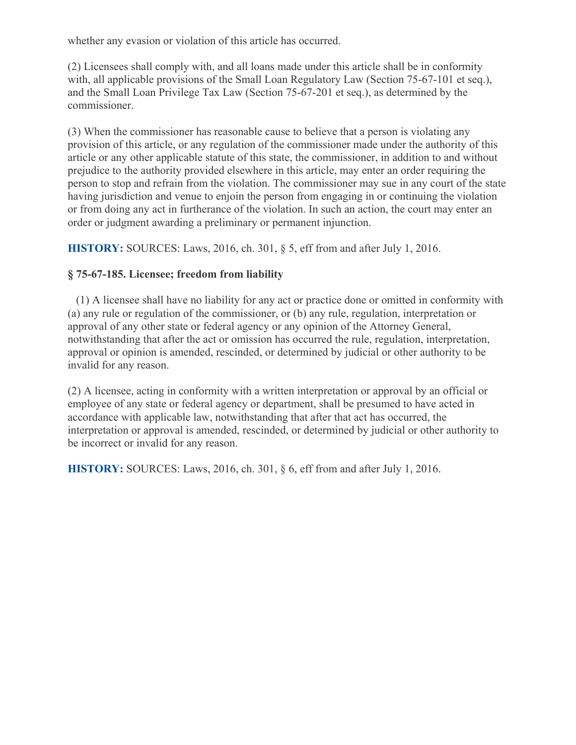whether any evasion or violation of this article has occurred.

(2) Licensees shall comply with, and all loans made under this article shall be in conformity with, all applicable provisions of the Small Loan Regulatory Law (Section 75-67-101 et seq.), and the Small Loan Privilege Tax Law (Section 75-67-201 et seq.), as determined by the commissioner.

(3) When the commissioner has reasonable cause to believe that a person is violating any provision of this article, or any regulation of the commissioner made under the authority of this article or any other applicable statute of this state, the commissioner, in addition to and without prejudice to the authority provided elsewhere in this article, may enter an order requiring the person to stop and refrain from the violation. The commissioner may sue in any court of the state having jurisdiction and venue to enjoin the person from engaging in or continuing the violation or from doing any act in furtherance of the violation. In such an action, the court may enter an order or judgment awarding a preliminary or permanent injunction.

**HISTORY:** SOURCES: Laws, 2016, ch. 301, § 5, eff from and after July 1, 2016.

**§ 75-67-185. Licensee; freedom from liability**

(1) A licensee shall have no liability for any act or practice done or omitted in conformity with (a) any rule or regulation of the commissioner, or (b) any rule, regulation, interpretation or approval of any other state or federal agency or any opinion of the Attorney General, notwithstanding that after the act or omission has occurred the rule, regulation, interpretation, approval or opinion is amended, rescinded, or determined by judicial or other authority to be invalid for any reason.

(2) A licensee, acting in conformity with a written interpretation or approval by an official or employee of any state or federal agency or department, shall be presumed to have acted in accordance with applicable law, notwithstanding that after that act has occurred, the interpretation or approval is amended, rescinded, or determined by judicial or other authority to be incorrect or invalid for any reason.

**HISTORY:** SOURCES: Laws, 2016, ch. 301, § 6, eff from and after July 1, 2016.